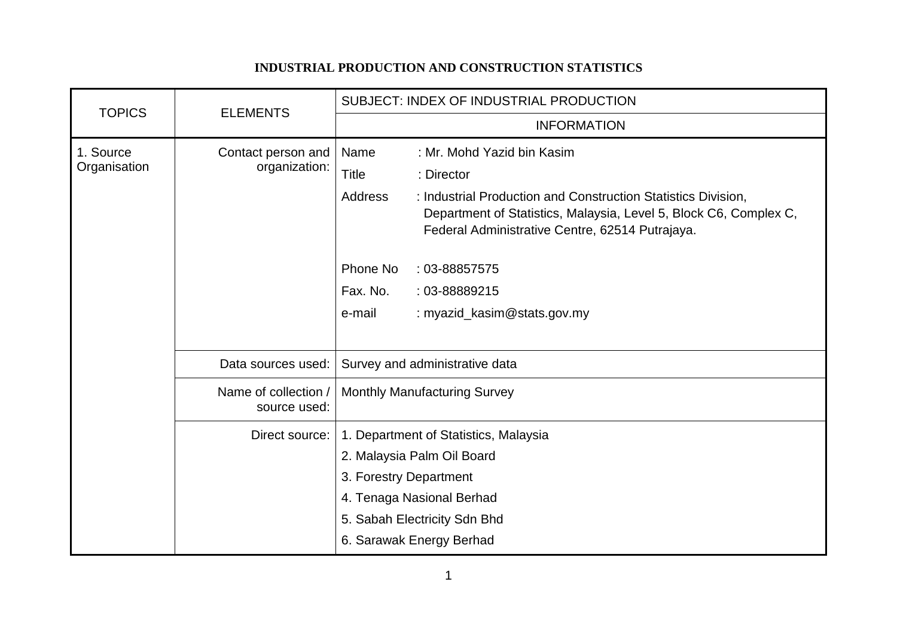# INDUSTRIAL PRODUCTION AND CONSTRUCTION STATISTICS

| TOPICS | ELEMENTS | SUBJECT: INDEX OF INDUSTRIAL PRODUCTION |
|---|---|---|
| | | INFORMATION |
| 1. Source Organisation | Contact person and organization: | Name : Mr. Mohd Yazid bin Kasim<br>Title : Director<br>Address : Industrial Production and Construction Statistics Division, Department of Statistics, Malaysia, Level 5, Block C6, Complex C, Federal Administrative Centre, 62514 Putrajaya.<br><br>Phone No : 03-88857575<br>Fax. No. : 03-88889215<br>e-mail : myazid_kasim@stats.gov.my |
| | Data sources used: | Survey and administrative data |
| | Name of collection / source used: | Monthly Manufacturing Survey |
| | Direct source: | 1. Department of Statistics, Malaysia<br>2. Malaysia Palm Oil Board<br>3. Forestry Department<br>4. Tenaga Nasional Berhad<br>5. Sabah Electricity Sdn Bhd<br>6. Sarawak Energy Berhad |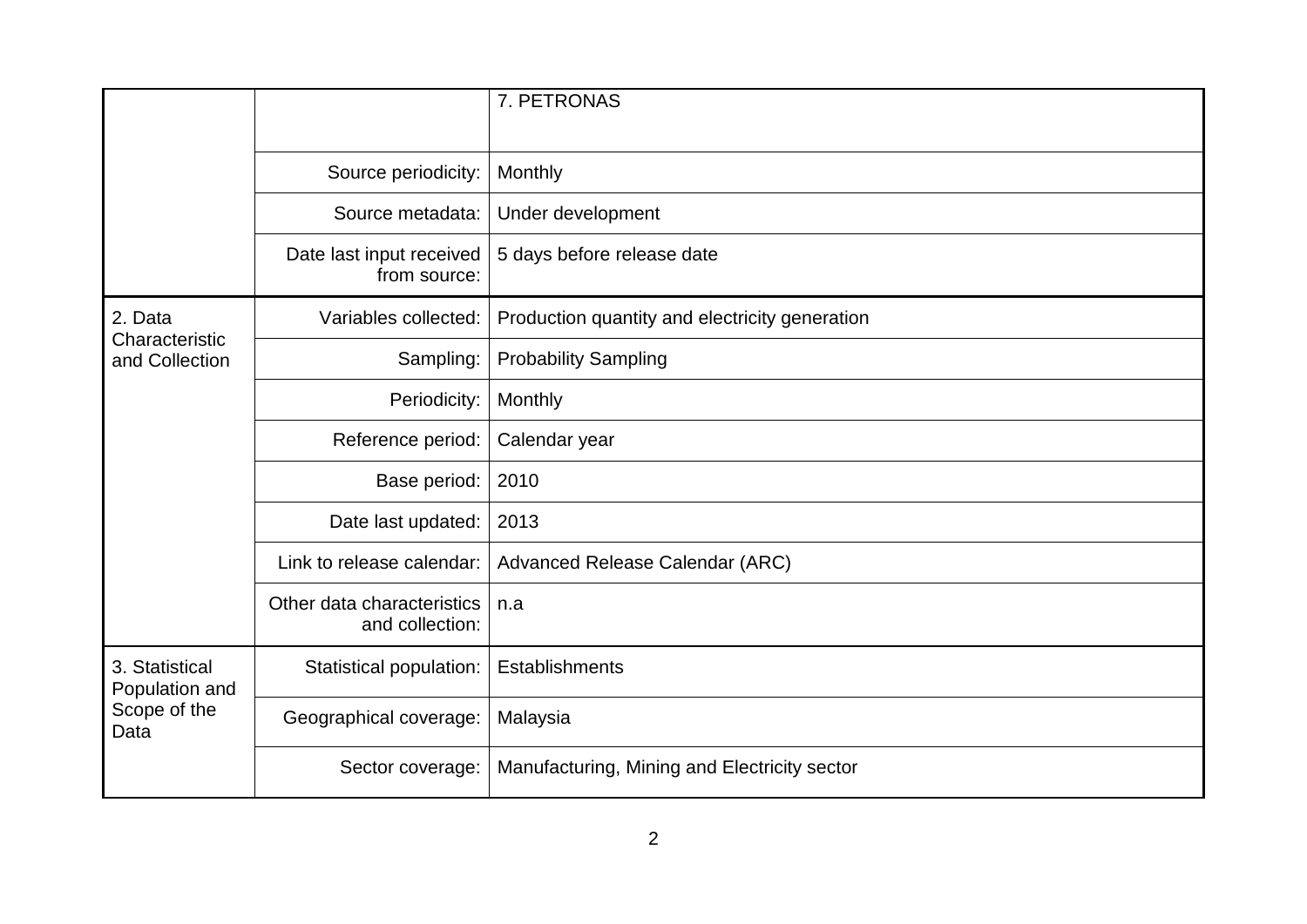| | | |
|---|---|---|
| | | 7. PETRONAS |
| | Source periodicity: | Monthly |
| | Source metadata: | Under development |
| | Date last input received from source: | 5 days before release date |
| 2. Data Characteristic and Collection | Variables collected: | Production quantity and electricity generation |
| | Sampling: | Probability Sampling |
| | Periodicity: | Monthly |
| | Reference period: | Calendar year |
| | Base period: | 2010 |
| | Date last updated: | 2013 |
| | Link to release calendar: | Advanced Release Calendar (ARC) |
| | Other data characteristics and collection: | n.a |
| 3. Statistical Population and Scope of the Data | Statistical population: | Establishments |
| | Geographical coverage: | Malaysia |
| | Sector coverage: | Manufacturing, Mining and Electricity sector |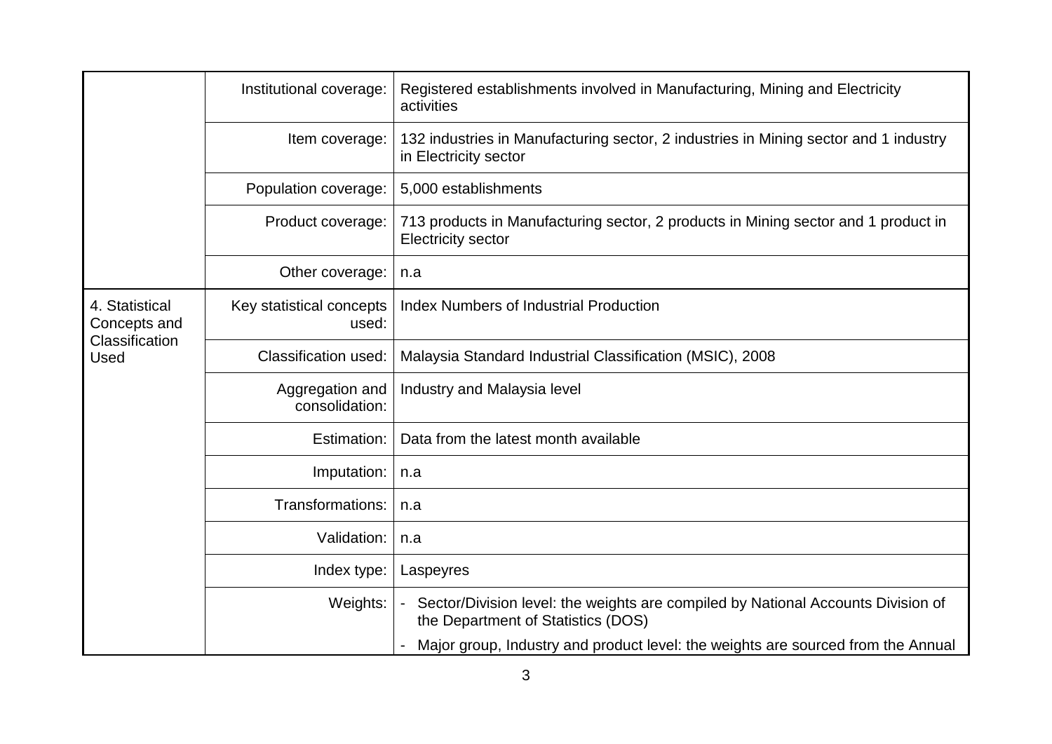| | | |
|---|---|---|
| | Institutional coverage: | Registered establishments involved in Manufacturing, Mining and Electricity activities |
| | Item coverage: | 132 industries in Manufacturing sector, 2 industries in Mining sector and 1 industry in Electricity sector |
| | Population coverage: | 5,000 establishments |
| | Product coverage: | 713 products in Manufacturing sector, 2 products in Mining sector and 1 product in Electricity sector |
| | Other coverage: | n.a |
| 4. Statistical Concepts and Classification Used | Key statistical concepts used: | Index Numbers of Industrial Production |
| | Classification used: | Malaysia Standard Industrial Classification (MSIC), 2008 |
| | Aggregation and consolidation: | Industry and Malaysia level |
| | Estimation: | Data from the latest month available |
| | Imputation: | n.a |
| | Transformations: | n.a |
| | Validation: | n.a |
| | Index type: | Laspeyres |
| | Weights: | - Sector/Division level: the weights are compiled by National Accounts Division of the Department of Statistics (DOS)<br>- Major group, Industry and product level: the weights are sourced from the Annual |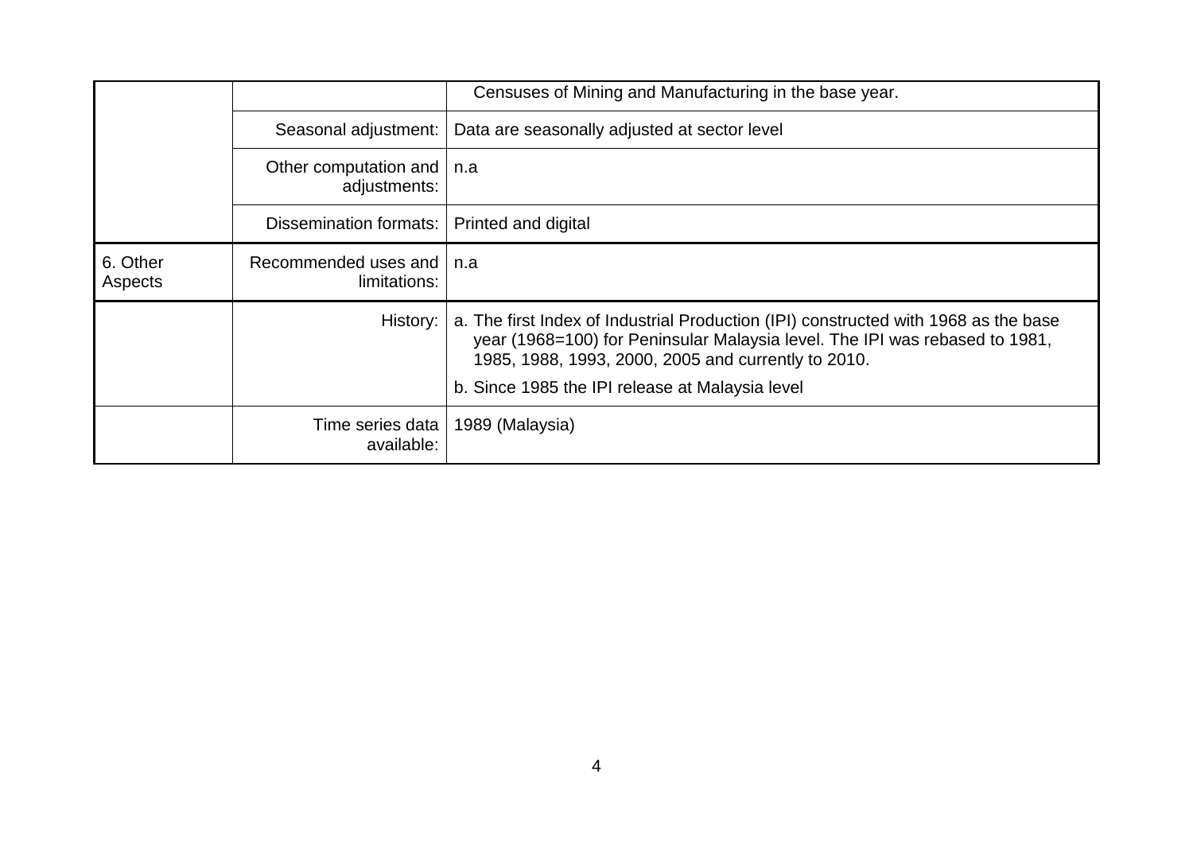| | | |
|---|---|---|
| | | Censuses of Mining and Manufacturing in the base year. |
| | Seasonal adjustment: | Data are seasonally adjusted at sector level |
| | Other computation and adjustments: | n.a |
| | Dissemination formats: | Printed and digital |
| 6. Other Aspects | Recommended uses and limitations: | n.a |
| | History: | a. The first Index of Industrial Production (IPI) constructed with 1968 as the base year (1968=100) for Peninsular Malaysia level. The IPI was rebased to 1981, 1985, 1988, 1993, 2000, 2005 and currently to 2010.<br>b. Since 1985 the IPI release at Malaysia level |
| | Time series data available: | 1989 (Malaysia) |